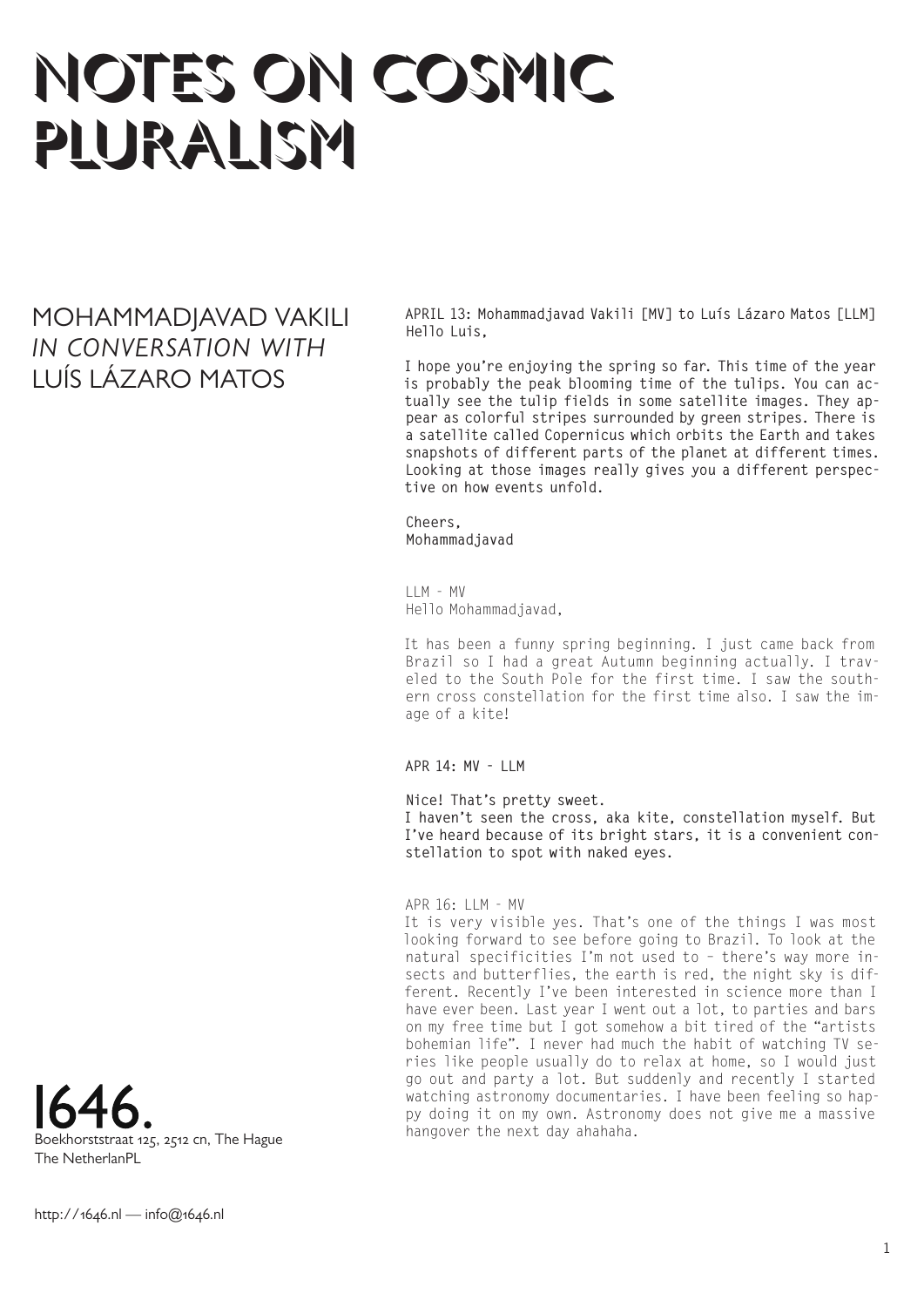# NOTES ON COSMIC PLURALISM

## MOHAMMADJAVAD VAKILI *IN CONVERSATION WITH* LUÍS LÁZARO MATOS

**1646.**
Boekhorststraat 125, 2512 cn, The Hague
The NetherlanPL

http://1646.nl — info@1646.nl

**APRIL 13: Mohammadjavad Vakili [MV] to Luís Lázaro Matos [LLM]**
**Hello Luis,**

**I hope you're enjoying the spring so far. This time of the year is probably the peak blooming time of the tulips. You can actually see the tulip fields in some satellite images. They appear as colorful stripes surrounded by green stripes. There is a satellite called Copernicus which orbits the Earth and takes snapshots of different parts of the planet at different times. Looking at those images really gives you a different perspective on how events unfold.**

**Cheers,**
**Mohammadjavad**

LLM - MV
Hello Mohammadjavad,

It has been a funny spring beginning. I just came back from Brazil so I had a great Autumn beginning actually. I traveled to the South Pole for the first time. I saw the southern cross constellation for the first time also. I saw the image of a kite!

**APR 14: MV - LLM**

**Nice! That's pretty sweet.**
**I haven't seen the cross, aka kite, constellation myself. But I've heard because of its bright stars, it is a convenient constellation to spot with naked eyes.**

APR 16: LLM - MV
It is very visible yes. That's one of the things I was most looking forward to see before going to Brazil. To look at the natural specificities I'm not used to - there's way more insects and butterflies, the earth is red, the night sky is different. Recently I've been interested in science more than I have ever been. Last year I went out a lot, to parties and bars on my free time but I got somehow a bit tired of the "artists bohemian life". I never had much the habit of watching TV series like people usually do to relax at home, so I would just go out and party a lot. But suddenly and recently I started watching astronomy documentaries. I have been feeling so happy doing it on my own. Astronomy does not give me a massive hangover the next day ahahaha.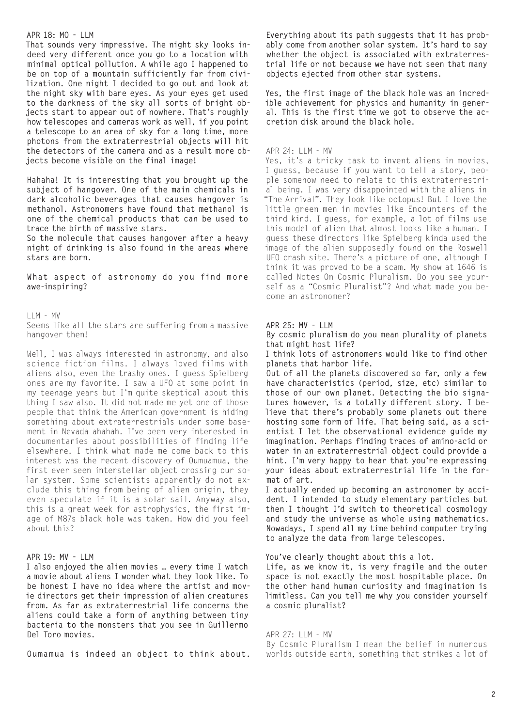APR 18: MO – LLM

**That sounds very impressive. The night sky looks indeed very different once you go to a location with minimal optical pollution. A while ago I happened to be on top of a mountain sufficiently far from civilization. One night I decided to go out and look at the night sky with bare eyes. As your eyes get used to the darkness of the sky all sorts of bright objects start to appear out of nowhere. That's roughly how telescopes and cameras work as well, if you point a telescope to an area of sky for a long time, more photons from the extraterrestrial objects will hit the detectors of the camera and as a result more objects become visible on the final image!**

**Hahaha! It is interesting that you brought up the subject of hangover. One of the main chemicals in dark alcoholic beverages that causes hangover is methanol. Astronomers have found that methanol is one of the chemical products that can be used to trace the birth of massive stars.**
**So the molecule that causes hangover after a heavy night of drinking is also found in the areas where stars are born.**

**What aspect of astronomy do you find more awe-inspiring?**

LLM – MV

Seems like all the stars are suffering from a massive hangover then!

Well, I was always interested in astronomy, and also science fiction films. I always loved films with aliens also, even the trashy ones. I guess Spielberg ones are my favorite. I saw a UFO at some point in my teenage years but I'm quite skeptical about this thing I saw also. It did not made me yet one of those people that think the American government is hiding something about extraterrestrials under some basement in Nevada ahahah. I've been very interested in documentaries about possibilities of finding life elsewhere. I think what made me come back to this interest was the recent discovery of Oumuamua, the first ever seen interstellar object crossing our solar system. Some scientists apparently do not exclude this thing from being of alien origin, they even speculate if it is a solar sail. Anyway also, this is a great week for astrophysics, the first image of M87s black hole was taken. How did you feel about this?

APR 19: MV – LLM

**I also enjoyed the alien movies … every time I watch a movie about aliens I wonder what they look like. To be honest I have no idea where the artist and movie directors get their impression of alien creatures from. As far as extraterrestrial life concerns the aliens could take a form of anything between tiny bacteria to the monsters that you see in Guillermo Del Toro movies.**

**Oumamua is indeed an object to think about. Everything about its path suggests that it has probably come from another solar system. It's hard to say whether the object is associated with extraterrestrial life or not because we have not seen that many objects ejected from other star systems.**

**Yes, the first image of the black hole was an incredible achievement for physics and humanity in general. This is the first time we got to observe the accretion disk around the black hole.**

APR 24: LLM – MV

Yes, it's a tricky task to invent aliens in movies, I guess, because if you want to tell a story, people somehow need to relate to this extraterrestrial being. I was very disappointed with the aliens in "The Arrival". They look like octopus! But I love the little green men in movies like Encounters of the third kind. I guess, for example, a lot of films use this model of alien that almost looks like a human. I guess these directors like Spielberg kinda used the image of the alien supposedly found on the Roswell UFO crash site. There's a picture of one, although I think it was proved to be a scam. My show at 1646 is called Notes On Cosmic Pluralism. Do you see yourself as a "Cosmic Pluralist"? And what made you become an astronomer?

APR 25: MV – LLM

**By cosmic pluralism do you mean plurality of planets that might host life?**
**I think lots of astronomers would like to find other planets that harbor life.**
**Out of all the planets discovered so far, only a few have characteristics (period, size, etc) similar to those of our own planet. Detecting the bio signatures however, is a totally different story. I believe that there's probably some planets out there hosting some form of life. That being said, as a scientist I let the observational evidence guide my imagination. Perhaps finding traces of amino-acid or water in an extraterrestrial object could provide a hint. I'm very happy to hear that you're expressing your ideas about extraterrestrial life in the format of art.**
**I actually ended up becoming an astronomer by accident. I intended to study elementary particles but then I thought I'd switch to theoretical cosmology and study the universe as whole using mathematics. Nowadays, I spend all my time behind computer trying to analyze the data from large telescopes.**

**You've clearly thought about this a lot.**
**Life, as we know it, is very fragile and the outer space is not exactly the most hospitable place. On the other hand human curiosity and imagination is limitless. Can you tell me why you consider yourself a cosmic pluralist?**

APR 27: LLM – MV

By Cosmic Pluralism I mean the belief in numerous worlds outside earth, something that strikes a lot of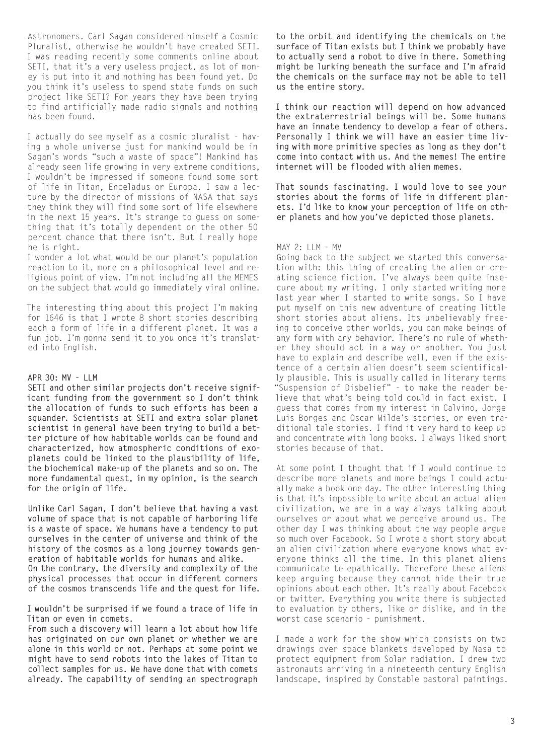Astronomers. Carl Sagan considered himself a Cosmic Pluralist, otherwise he wouldn't have created SETI. I was reading recently some comments online about SETI, that it's a very useless project, as lot of money is put into it and nothing has been found yet. Do you think it's useless to spend state funds on such project like SETI? For years they have been trying to find artificially made radio signals and nothing has been found.

I actually do see myself as a cosmic pluralist - having a whole universe just for mankind would be in Sagan's words "such a waste of space"! Mankind has already seen life growing in very extreme conditions, I wouldn't be impressed if someone found some sort of life in Titan, Enceladus or Europa. I saw a lecture by the director of missions of NASA that says they think they will find some sort of life elsewhere in the next 15 years. It's strange to guess on something that it's totally dependent on the other 50 percent chance that there isn't. But I really hope he is right.

I wonder a lot what would be our planet's population reaction to it, more on a philosophical level and religious point of view. I'm not including all the MEMES on the subject that would go immediately viral online.

The interesting thing about this project I'm making for 1646 is that I wrote 8 short stories describing each a form of life in a different planet. It was a fun job. I'm gonna send it to you once it's translated into English.

APR 30: MV - LLM

**SETI and other similar projects don't receive significant funding from the government so I don't think the allocation of funds to such efforts has been a squander. Scientists at SETI and extra solar planet scientist in general have been trying to build a better picture of how habitable worlds can be found and characterized, how atmospheric conditions of exoplanets could be linked to the plausibility of life, the biochemical make-up of the planets and so on. The more fundamental quest, in my opinion, is the search for the origin of life.**

**Unlike Carl Sagan, I don't believe that having a vast volume of space that is not capable of harboring life is a waste of space. We humans have a tendency to put ourselves in the center of universe and think of the history of the cosmos as a long journey towards generation of habitable worlds for humans and alike.**
**On the contrary, the diversity and complexity of the physical processes that occur in different corners of the cosmos transcends life and the quest for life.**

**I wouldn't be surprised if we found a trace of life in Titan or even in comets.**
**From such a discovery will learn a lot about how life has originated on our own planet or whether we are alone in this world or not. Perhaps at some point we might have to send robots into the lakes of Titan to collect samples for us. We have done that with comets already. The capability of sending an spectrograph to the orbit and identifying the chemicals on the surface of Titan exists but I think we probably have to actually send a robot to dive in there. Something might be lurking beneath the surface and I'm afraid the chemicals on the surface may not be able to tell us the entire story.**

**I think our reaction will depend on how advanced the extraterrestrial beings will be. Some humans have an innate tendency to develop a fear of others. Personally I think we will have an easier time living with more primitive species as long as they don't come into contact with us. And the memes! The entire internet will be flooded with alien memes.**

**That sounds fascinating. I would love to see your stories about the forms of life in different planets. I'd like to know your perception of life on other planets and how you've depicted those planets.**

MAY 2: LLM - MV

Going back to the subject we started this conversation with: this thing of creating the alien or creating science fiction. I've always been quite insecure about my writing. I only started writing more last year when I started to write songs. So I have put myself on this new adventure of creating little short stories about aliens. Its unbelievably freeing to conceive other worlds, you can make beings of any form with any behavior. There's no rule of whether they should act in a way or another. You just have to explain and describe well, even if the existence of a certain alien doesn't seem scientifically plausible. This is usually called in literary terms "Suspension of Disbelief" - to make the reader believe that what's being told could in fact exist. I guess that comes from my interest in Calvino, Jorge Luis Borges and Oscar Wilde's stories, or even traditional tale stories. I find it very hard to keep up and concentrate with long books. I always liked short stories because of that.

At some point I thought that if I would continue to describe more planets and more beings I could actually make a book one day. The other interesting thing is that it's impossible to write about an actual alien civilization, we are in a way always talking about ourselves or about what we perceive around us. The other day I was thinking about the way people argue so much over Facebook. So I wrote a short story about an alien civilization where everyone knows what everyone thinks all the time. In this planet aliens communicate telepathically. Therefore these aliens keep arguing because they cannot hide their true opinions about each other. It's really about Facebook or twitter. Everything you write there is subjected to evaluation by others, like or dislike, and in the worst case scenario - punishment.

I made a work for the show which consists on two drawings over space blankets developed by Nasa to protect equipment from Solar radiation. I drew two astronauts arriving in a nineteenth century English landscape, inspired by Constable pastoral paintings.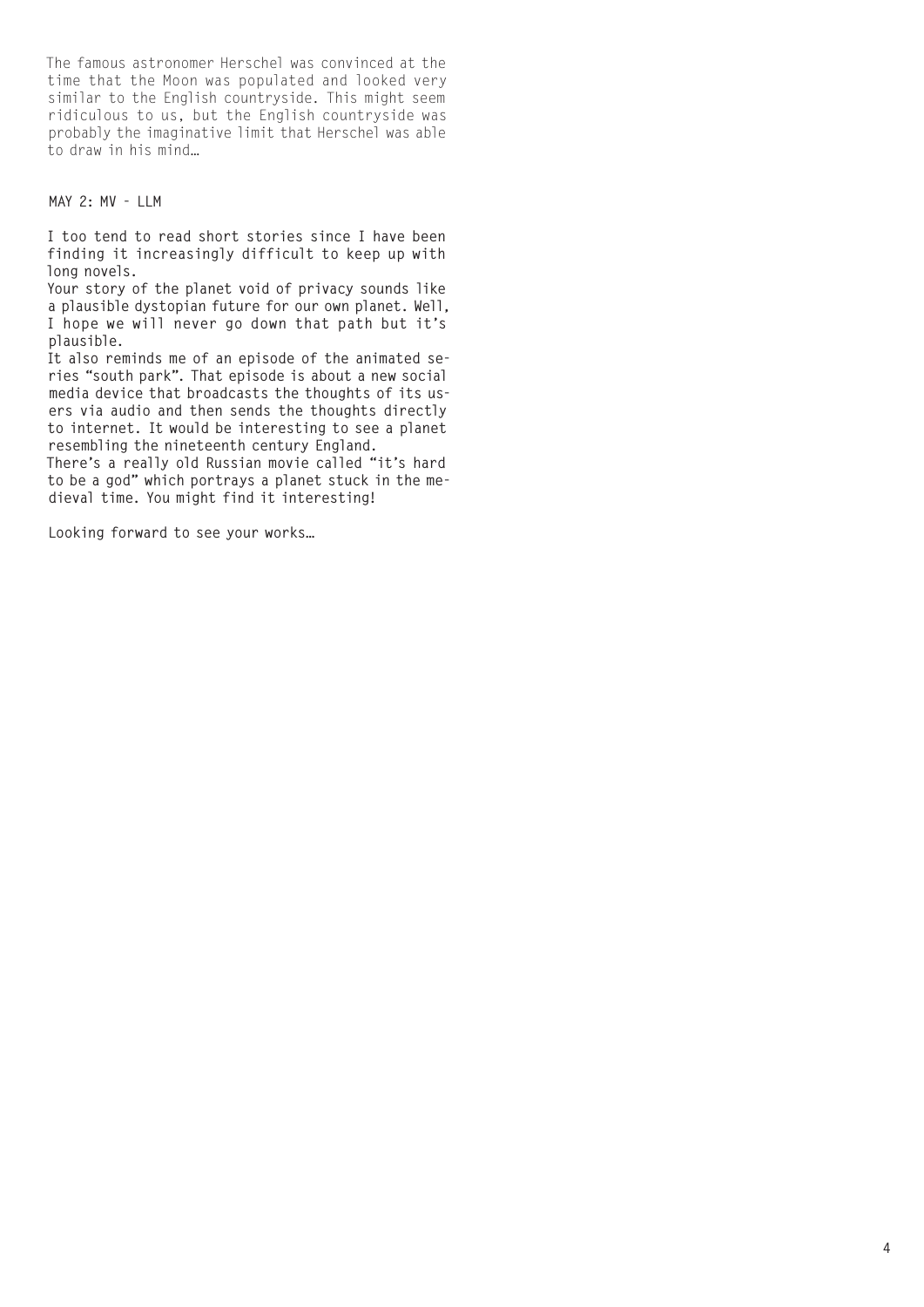The famous astronomer Herschel was convinced at the time that the Moon was populated and looked very similar to the English countryside. This might seem ridiculous to us, but the English countryside was probably the imaginative limit that Herschel was able to draw in his mind…

MAY 2: MV – LLM

I too tend to read short stories since I have been finding it increasingly difficult to keep up with long novels.
Your story of the planet void of privacy sounds like a plausible dystopian future for our own planet. Well, I hope we will never go down that path but it's plausible.
It also reminds me of an episode of the animated series "south park". That episode is about a new social media device that broadcasts the thoughts of its users via audio and then sends the thoughts directly to internet. It would be interesting to see a planet resembling the nineteenth century England.
There's a really old Russian movie called "it's hard to be a god" which portrays a planet stuck in the medieval time. You might find it interesting!

Looking forward to see your works…